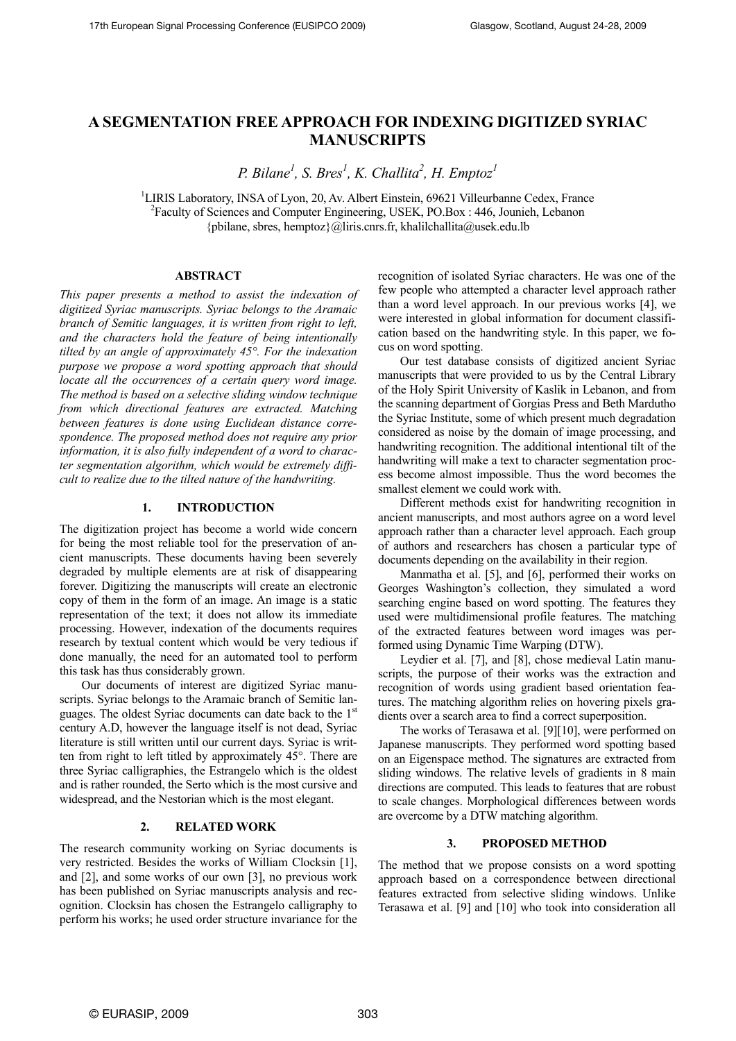# A SEGMENTATION FREE APPROACH FOR INDEXING DIGITIZED SYRIAC MANUSCRIPTS

*P. Bilane[1], S. Bres[1], K. Challita[2], H. Emptoz[1]*

[1]LIRIS Laboratory, INSA of Lyon, 20, Av. Albert Einstein, 69621 Villeurbanne Cedex, France
[2]Faculty of Sciences and Computer Engineering, USEK, PO.Box : 446, Jounieh, Lebanon
{pbilane, sbres, hemptoz}@liris.cnrs.fr, khalilchallita@usek.edu.lb

## ABSTRACT

*This paper presents a method to assist the indexation of digitized Syriac manuscripts. Syriac belongs to the Aramaic branch of Semitic languages, it is written from right to left, and the characters hold the feature of being intentionally tilted by an angle of approximately 45°. For the indexation purpose we propose a word spotting approach that should locate all the occurrences of a certain query word image. The method is based on a selective sliding window technique from which directional features are extracted. Matching between features is done using Euclidean distance correspondence. The proposed method does not require any prior information, it is also fully independent of a word to character segmentation algorithm, which would be extremely difficult to realize due to the tilted nature of the handwriting.*

## 1. INTRODUCTION

The digitization project has become a world wide concern for being the most reliable tool for the preservation of ancient manuscripts. These documents having been severely degraded by multiple elements are at risk of disappearing forever. Digitizing the manuscripts will create an electronic copy of them in the form of an image. An image is a static representation of the text; it does not allow its immediate processing. However, indexation of the documents requires research by textual content which would be very tedious if done manually, the need for an automated tool to perform this task has thus considerably grown.

Our documents of interest are digitized Syriac manuscripts. Syriac belongs to the Aramaic branch of Semitic languages. The oldest Syriac documents can date back to the 1st century A.D, however the language itself is not dead, Syriac literature is still written until our current days. Syriac is written from right to left titled by approximately 45°. There are three Syriac calligraphies, the Estrangelo which is the oldest and is rather rounded, the Serto which is the most cursive and widespread, and the Nestorian which is the most elegant.

## 2. RELATED WORK

The research community working on Syriac documents is very restricted. Besides the works of William Clocksin [1], and [2], and some works of our own [3], no previous work has been published on Syriac manuscripts analysis and recognition. Clocksin has chosen the Estrangelo calligraphy to perform his works; he used order structure invariance for the recognition of isolated Syriac characters. He was one of the few people who attempted a character level approach rather than a word level approach. In our previous works [4], we were interested in global information for document classification based on the handwriting style. In this paper, we focus on word spotting.

Our test database consists of digitized ancient Syriac manuscripts that were provided to us by the Central Library of the Holy Spirit University of Kaslik in Lebanon, and from the scanning department of Gorgias Press and Beth Mardutho the Syriac Institute, some of which present much degradation considered as noise by the domain of image processing, and handwriting recognition. The additional intentional tilt of the handwriting will make a text to character segmentation process become almost impossible. Thus the word becomes the smallest element we could work with.

Different methods exist for handwriting recognition in ancient manuscripts, and most authors agree on a word level approach rather than a character level approach. Each group of authors and researchers has chosen a particular type of documents depending on the availability in their region.

Manmatha et al. [5], and [6], performed their works on Georges Washington's collection, they simulated a word searching engine based on word spotting. The features they used were multidimensional profile features. The matching of the extracted features between word images was performed using Dynamic Time Warping (DTW).

Leydier et al. [7], and [8], chose medieval Latin manuscripts, the purpose of their works was the extraction and recognition of words using gradient based orientation features. The matching algorithm relies on hovering pixels gradients over a search area to find a correct superposition.

The works of Terasawa et al. [9][10], were performed on Japanese manuscripts. They performed word spotting based on an Eigenspace method. The signatures are extracted from sliding windows. The relative levels of gradients in 8 main directions are computed. This leads to features that are robust to scale changes. Morphological differences between words are overcome by a DTW matching algorithm.

## 3. PROPOSED METHOD

The method that we propose consists on a word spotting approach based on a correspondence between directional features extracted from selective sliding windows. Unlike Terasawa et al. [9] and [10] who took into consideration all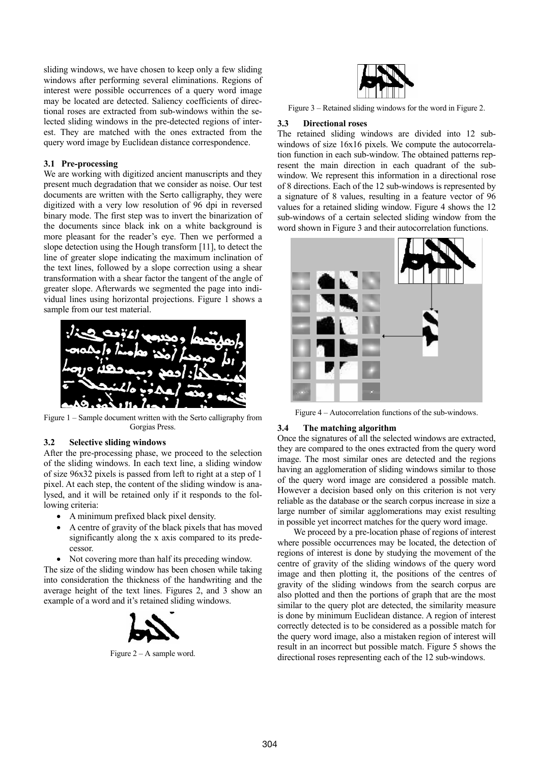sliding windows, we have chosen to keep only a few sliding windows after performing several eliminations. Regions of interest were possible occurrences of a query word image may be located are detected. Saliency coefficients of directional roses are extracted from sub-windows within the selected sliding windows in the pre-detected regions of interest. They are matched with the ones extracted from the query word image by Euclidean distance correspondence.

### 3.1 Pre-processing

We are working with digitized ancient manuscripts and they present much degradation that we consider as noise. Our test documents are written with the Serto calligraphy, they were digitized with a very low resolution of 96 dpi in reversed binary mode. The first step was to invert the binarization of the documents since black ink on a white background is more pleasant for the reader's eye. Then we performed a slope detection using the Hough transform [11], to detect the line of greater slope indicating the maximum inclination of the text lines, followed by a slope correction using a shear transformation with a shear factor the tangent of the angle of greater slope. Afterwards we segmented the page into individual lines using horizontal projections. Figure 1 shows a sample from our test material.

Figure 1 – Sample document written with the Serto calligraphy from Gorgias Press.

### 3.2 Selective sliding windows

After the pre-processing phase, we proceed to the selection of the sliding windows. In each text line, a sliding window of size 96x32 pixels is passed from left to right at a step of 1 pixel. At each step, the content of the sliding window is analysed, and it will be retained only if it responds to the following criteria:

- A minimum prefixed black pixel density.
- A centre of gravity of the black pixels that has moved significantly along the x axis compared to its predecessor.
- Not covering more than half its preceding window.

The size of the sliding window has been chosen while taking into consideration the thickness of the handwriting and the average height of the text lines. Figures 2, and 3 show an example of a word and it's retained sliding windows.

Figure 2 – A sample word.

Figure 3 – Retained sliding windows for the word in Figure 2.

### 3.3 Directional roses

The retained sliding windows are divided into 12 sub-windows of size 16x16 pixels. We compute the autocorrelation function in each sub-window. The obtained patterns represent the main direction in each quadrant of the sub-window. We represent this information in a directional rose of 8 directions. Each of the 12 sub-windows is represented by a signature of 8 values, resulting in a feature vector of 96 values for a retained sliding window. Figure 4 shows the 12 sub-windows of a certain selected sliding window from the word shown in Figure 3 and their autocorrelation functions.

Figure 4 – Autocorrelation functions of the sub-windows.

### 3.4 The matching algorithm

Once the signatures of all the selected windows are extracted, they are compared to the ones extracted from the query word image. The most similar ones are detected and the regions having an agglomeration of sliding windows similar to those of the query word image are considered a possible match. However a decision based only on this criterion is not very reliable as the database or the search corpus increase in size a large number of similar agglomerations may exist resulting in possible yet incorrect matches for the query word image.

We proceed by a pre-location phase of regions of interest where possible occurrences may be located, the detection of regions of interest is done by studying the movement of the centre of gravity of the sliding windows of the query word image and then plotting it, the positions of the centres of gravity of the sliding windows from the search corpus are also plotted and then the portions of graph that are the most similar to the query plot are detected, the similarity measure is done by minimum Euclidean distance. A region of interest correctly detected is to be considered as a possible match for the query word image, also a mistaken region of interest will result in an incorrect but possible match. Figure 5 shows the directional roses representing each of the 12 sub-windows.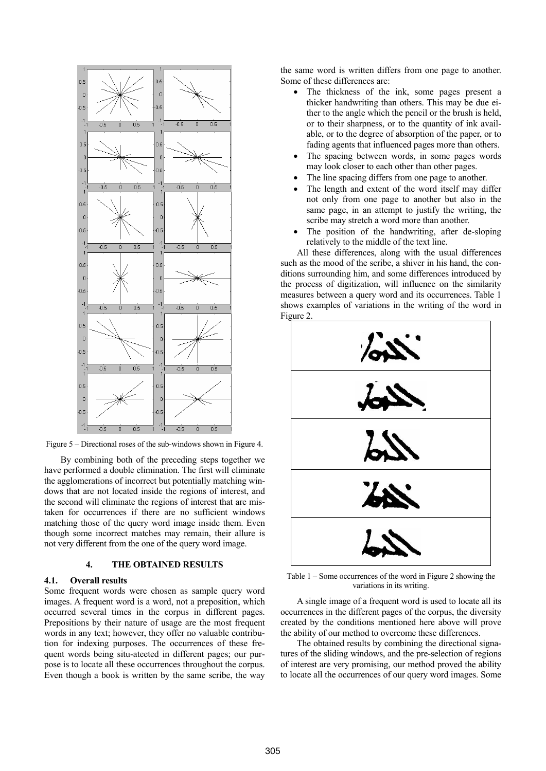Figure 5 – Directional roses of the sub-windows shown in Figure 4.

By combining both of the preceding steps together we have performed a double elimination. The first will eliminate the agglomerations of incorrect but potentially matching windows that are not located inside the regions of interest, and the second will eliminate the regions of interest that are mistaken for occurrences if there are no sufficient windows matching those of the query word image inside them. Even though some incorrect matches may remain, their allure is not very different from the one of the query word image.

## 4. THE OBTAINED RESULTS

### 4.1. Overall results

Some frequent words were chosen as sample query word images. A frequent word is a word, not a preposition, which occurred several times in the corpus in different pages. Prepositions by their nature of usage are the most frequent words in any text; however, they offer no valuable contribution for indexing purposes. The occurrences of these frequent words being situ-ateeted in different pages; our purpose is to locate all these occurrences throughout the corpus. Even though a book is written by the same scribe, the way the same word is written differs from one page to another. Some of these differences are:

- The thickness of the ink, some pages present a thicker handwriting than others. This may be due either to the angle which the pencil or the brush is held, or to their sharpness, or to the quantity of ink available, or to the degree of absorption of the paper, or to fading agents that influenced pages more than others.
- The spacing between words, in some pages words may look closer to each other than other pages.
- The line spacing differs from one page to another.
- The length and extent of the word itself may differ not only from one page to another but also in the same page, in an attempt to justify the writing, the scribe may stretch a word more than another.
- The position of the handwriting, after de-sloping relatively to the middle of the text line.

All these differences, along with the usual differences such as the mood of the scribe, a shiver in his hand, the conditions surrounding him, and some differences introduced by the process of digitization, will influence on the similarity measures between a query word and its occurrences. Table 1 shows examples of variations in the writing of the word in Figure 2.

Table 1 – Some occurrences of the word in Figure 2 showing the variations in its writing.

A single image of a frequent word is used to locate all its occurrences in the different pages of the corpus, the diversity created by the conditions mentioned here above will prove the ability of our method to overcome these differences.

The obtained results by combining the directional signatures of the sliding windows, and the pre-selection of regions of interest are very promising, our method proved the ability to locate all the occurrences of our query word images. Some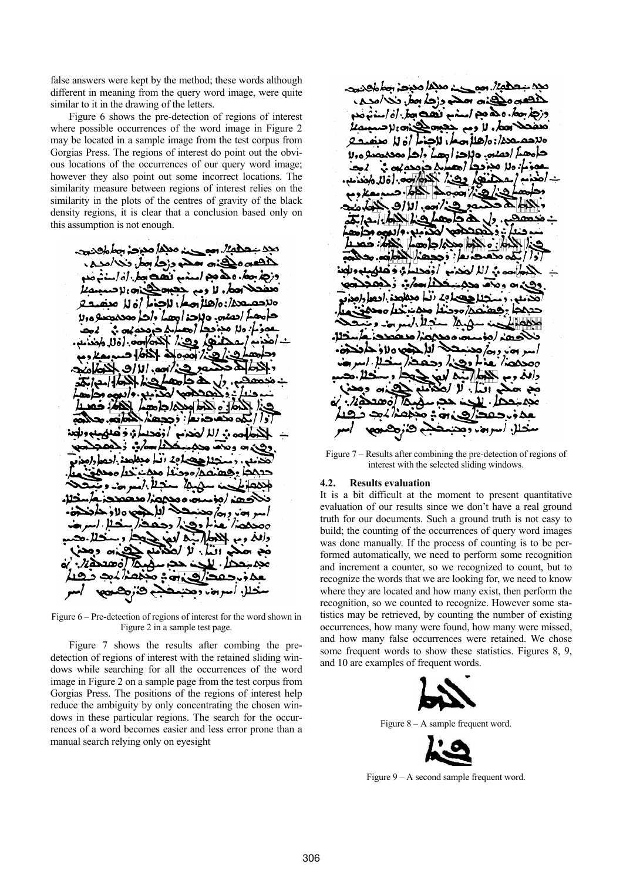false answers were kept by the method; these words although different in meaning from the query word image, were quite similar to it in the drawing of the letters.

Figure 6 shows the pre-detection of regions of interest where possible occurrences of the word image in Figure 2 may be located in a sample image from the test corpus from Gorgias Press. The regions of interest do point out the obvious locations of the occurrences of our query word image; however they also point out some incorrect locations. The similarity measure between regions of interest relies on the similarity in the plots of the centres of gravity of the black density regions, it is clear that a conclusion based only on this assumption is not enough.

Figure 6 – Pre-detection of regions of interest for the word shown in Figure 2 in a sample test page.

Figure 7 shows the results after combing the pre-detection of regions of interest with the retained sliding windows while searching for all the occurrences of the word image in Figure 2 on a sample page from the test corpus from Gorgias Press. The positions of the regions of interest help reduce the ambiguity by only concentrating the chosen windows in these particular regions. The search for the occurrences of a word becomes easier and less error prone than a manual search relying only on eyesight

Figure 7 – Results after combining the pre-detection of regions of interest with the selected sliding windows.

### 4.2. Results evaluation

It is a bit difficult at the moment to present quantitative evaluation of our results since we don't have a real ground truth for our documents. Such a ground truth is not easy to build; the counting of the occurrences of query word images was done manually. If the process of counting is to be performed automatically, we need to perform some recognition and increment a counter, so we recognized to count, but to recognize the words that we are looking for, we need to know where they are located and how many exist, then perform the recognition, so we counted to recognize. However some statistics may be retrieved, by counting the number of existing occurrences, how many were found, how many were missed, and how many false occurrences were retained. We chose some frequent words to show these statistics. Figures 8, 9, and 10 are examples of frequent words.

Figure 8 – A sample frequent word.

Figure 9 – A second sample frequent word.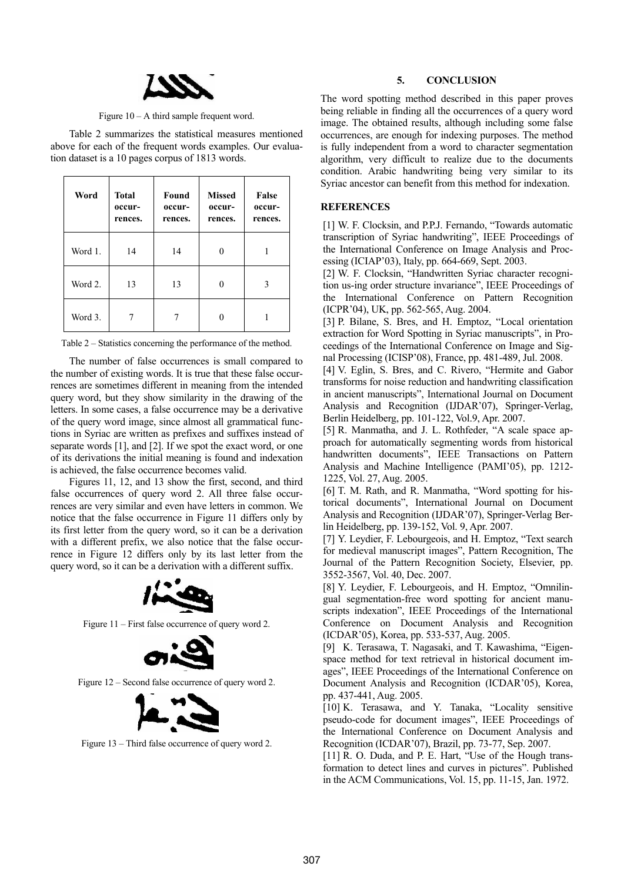Figure 10 – A third sample frequent word.

Table 2 summarizes the statistical measures mentioned above for each of the frequent words examples. Our evaluation dataset is a 10 pages corpus of 1813 words.

| Word | Total occurrences. | Found occurrences. | Missed occurrences. | False occurrences. |
|---|---|---|---|---|
| Word 1. | 14 | 14 | 0 | 1 |
| Word 2. | 13 | 13 | 0 | 3 |
| Word 3. | 7 | 7 | 0 | 1 |

Table 2 – Statistics concerning the performance of the method.

The number of false occurrences is small compared to the number of existing words. It is true that these false occurrences are sometimes different in meaning from the intended query word, but they show similarity in the drawing of the letters. In some cases, a false occurrence may be a derivative of the query word image, since almost all grammatical functions in Syriac are written as prefixes and suffixes instead of separate words [1], and [2]. If we spot the exact word, or one of its derivations the initial meaning is found and indexation is achieved, the false occurrence becomes valid.

Figures 11, 12, and 13 show the first, second, and third false occurrences of query word 2. All three false occurrences are very similar and even have letters in common. We notice that the false occurrence in Figure 11 differs only by its first letter from the query word, so it can be a derivation with a different prefix, we also notice that the false occurrence in Figure 12 differs only by its last letter from the query word, so it can be a derivation with a different suffix.

Figure 11 – First false occurrence of query word 2.

Figure 12 – Second false occurrence of query word 2.

Figure 13 – Third false occurrence of query word 2.

## 5. CONCLUSION

The word spotting method described in this paper proves being reliable in finding all the occurrences of a query word image. The obtained results, although including some false occurrences, are enough for indexing purposes. The method is fully independent from a word to character segmentation algorithm, very difficult to realize due to the documents condition. Arabic handwriting being very similar to its Syriac ancestor can benefit from this method for indexation.

## REFERENCES

[1] W. F. Clocksin, and P.P.J. Fernando, "Towards automatic transcription of Syriac handwriting", IEEE Proceedings of the International Conference on Image Analysis and Processing (ICIAP'03), Italy, pp. 664-669, Sept. 2003.

[2] W. F. Clocksin, "Handwritten Syriac character recognition us-ing order structure invariance", IEEE Proceedings of the International Conference on Pattern Recognition (ICPR'04), UK, pp. 562-565, Aug. 2004.

[3] P. Bilane, S. Bres, and H. Emptoz, "Local orientation extraction for Word Spotting in Syriac manuscripts", In Proceedings of the International Conference on Image and Signal Processing (ICISP'08), France, pp. 481-489, Jul. 2008.

[4] V. Eglin, S. Bres, and C. Rivero, "Hermite and Gabor transforms for noise reduction and handwriting classification in ancient manuscripts", International Journal on Document Analysis and Recognition (IJDAR'07), Springer-Verlag, Berlin Heidelberg, pp. 101-122, Vol.9, Apr. 2007.

[5] R. Manmatha, and J. L. Rothfeder, "A scale space approach for automatically segmenting words from historical handwritten documents", IEEE Transactions on Pattern Analysis and Machine Intelligence (PAMI'05), pp. 1212-1225, Vol. 27, Aug. 2005.

[6] T. M. Rath, and R. Manmatha, "Word spotting for historical documents", International Journal on Document Analysis and Recognition (IJDAR'07), Springer-Verlag Berlin Heidelberg, pp. 139-152, Vol. 9, Apr. 2007.

[7] Y. Leydier, F. Lebourgeois, and H. Emptoz, "Text search for medieval manuscript images", Pattern Recognition, The Journal of the Pattern Recognition Society, Elsevier, pp. 3552-3567, Vol. 40, Dec. 2007.

[8] Y. Leydier, F. Lebourgeois, and H. Emptoz, "Omnilingual segmentation-free word spotting for ancient manuscripts indexation", IEEE Proceedings of the International Conference on Document Analysis and Recognition (ICDAR'05), Korea, pp. 533-537, Aug. 2005.

[9] K. Terasawa, T. Nagasaki, and T. Kawashima, "Eigenspace method for text retrieval in historical document images", IEEE Proceedings of the International Conference on Document Analysis and Recognition (ICDAR'05), Korea, pp. 437-441, Aug. 2005.

[10] K. Terasawa, and Y. Tanaka, "Locality sensitive pseudo-code for document images", IEEE Proceedings of the International Conference on Document Analysis and Recognition (ICDAR'07), Brazil, pp. 73-77, Sep. 2007.

[11] R. O. Duda, and P. E. Hart, "Use of the Hough transformation to detect lines and curves in pictures". Published in the ACM Communications, Vol. 15, pp. 11-15, Jan. 1972.